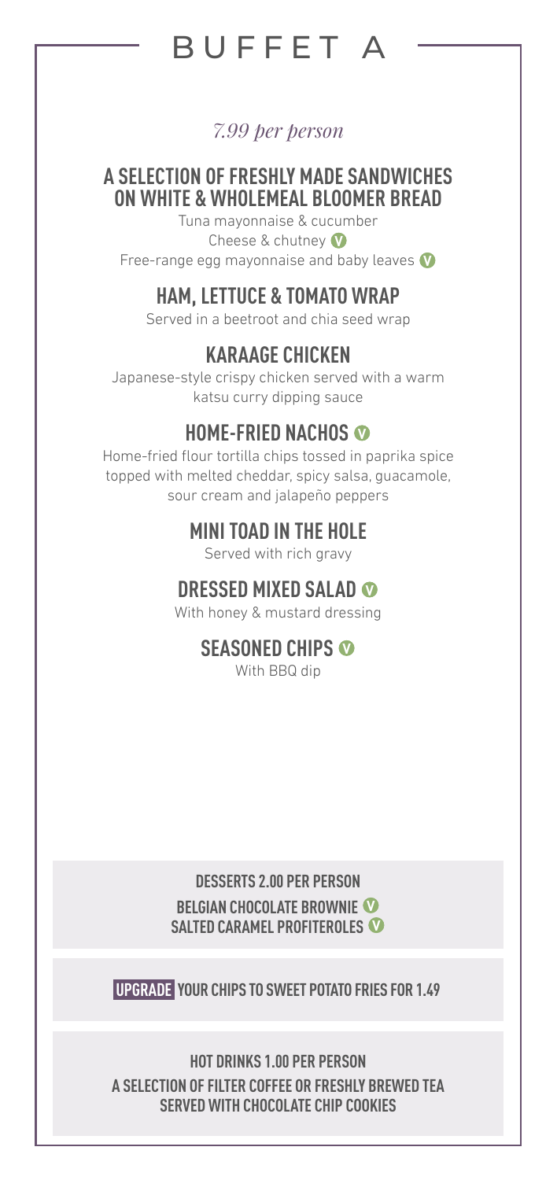# BUFFET A

*7.99 per person*

## A SELECTION OF FRESHLY MADE SANDWICHES ON WHITE & WHOLEMEAL BLOOMER BREAD

Tuna mayonnaise & cucumber

Cheese & chutney (V)

Free-range egg mayonnaise and baby leaves (V)

## HAM, LETTUCE & TOMATO WRAP

Served in a beetroot and chia seed wrap

## KARAAGE CHICKEN

Japanese-style crispy chicken served with a warm katsu curry dipping sauce

## HOME-FRIED NACHOS (V)

Home-fried flour tortilla chips tossed in paprika spice topped with melted cheddar, spicy salsa, guacamole, sour cream and jalapeño peppers

## MINI TOAD IN THE HOLE

Served with rich gravy

## DRESSED MIXED SALAD (V)

With honey & mustard dressing

## SEASONED CHIPS (V)

With BBQ dip

---

**DESSERTS 2.00 PER PERSON**

**BELGIAN CHOCOLATE BROWNIE (V)**

**SALTED CARAMEL PROFITEROLES (V)**

---

**UPGRADE YOUR CHIPS TO SWEET POTATO FRIES FOR 1.49**

---

**HOT DRINKS 1.00 PER PERSON**

**A SELECTION OF FILTER COFFEE OR FRESHLY BREWED TEA SERVED WITH CHOCOLATE CHIP COOKIES**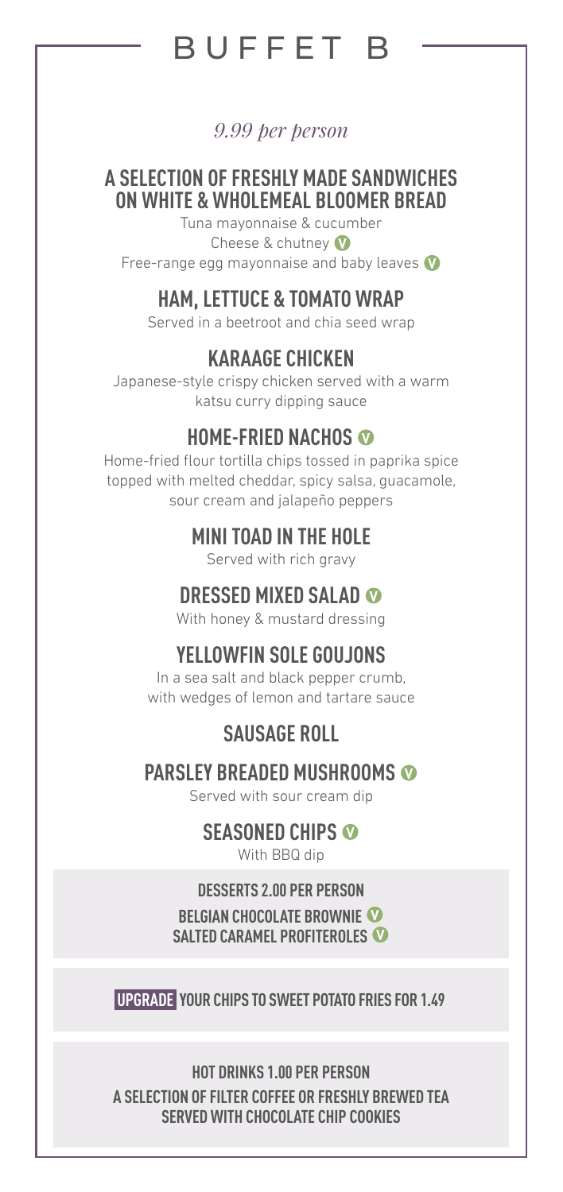# BUFFET B

*9.99 per person*

## A SELECTION OF FRESHLY MADE SANDWICHES ON WHITE & WHOLEMEAL BLOOMER BREAD

Tuna mayonnaise & cucumber

Cheese & chutney (V)

Free-range egg mayonnaise and baby leaves (V)

## HAM, LETTUCE & TOMATO WRAP

Served in a beetroot and chia seed wrap

## KARAAGE CHICKEN

Japanese-style crispy chicken served with a warm katsu curry dipping sauce

## HOME-FRIED NACHOS (V)

Home-fried flour tortilla chips tossed in paprika spice topped with melted cheddar, spicy salsa, guacamole, sour cream and jalapeño peppers

## MINI TOAD IN THE HOLE

Served with rich gravy

## DRESSED MIXED SALAD (V)

With honey & mustard dressing

## YELLOWFIN SOLE GOUJONS

In a sea salt and black pepper crumb, with wedges of lemon and tartare sauce

## SAUSAGE ROLL

## PARSLEY BREADED MUSHROOMS (V)

Served with sour cream dip

## SEASONED CHIPS (V)

With BBQ dip

**DESSERTS 2.00 PER PERSON**

**BELGIAN CHOCOLATE BROWNIE (V)**

**SALTED CARAMEL PROFITEROLES (V)**

**UPGRADE YOUR CHIPS TO SWEET POTATO FRIES FOR 1.49**

**HOT DRINKS 1.00 PER PERSON**

**A SELECTION OF FILTER COFFEE OR FRESHLY BREWED TEA SERVED WITH CHOCOLATE CHIP COOKIES**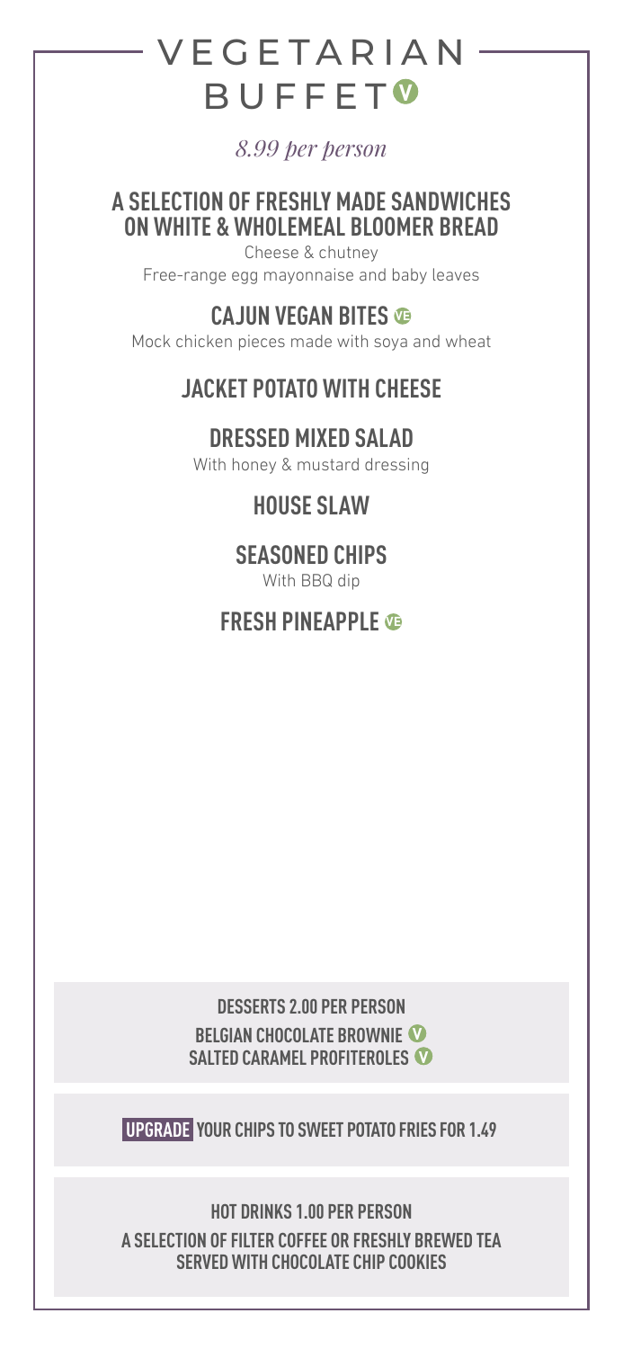# VEGETARIAN BUFFET (V)

*8.99 per person*

## A SELECTION OF FRESHLY MADE SANDWICHES ON WHITE & WHOLEMEAL BLOOMER BREAD

Cheese & chutney

Free-range egg mayonnaise and baby leaves

## CAJUN VEGAN BITES (VE)

Mock chicken pieces made with soya and wheat

## JACKET POTATO WITH CHEESE

## DRESSED MIXED SALAD

With honey & mustard dressing

## HOUSE SLAW

## SEASONED CHIPS

With BBQ dip

## FRESH PINEAPPLE (VE)

**DESSERTS 2.00 PER PERSON**

**BELGIAN CHOCOLATE BROWNIE (V)**

**SALTED CARAMEL PROFITEROLES (V)**

**UPGRADE YOUR CHIPS TO SWEET POTATO FRIES FOR 1.49**

**HOT DRINKS 1.00 PER PERSON**

**A SELECTION OF FILTER COFFEE OR FRESHLY BREWED TEA SERVED WITH CHOCOLATE CHIP COOKIES**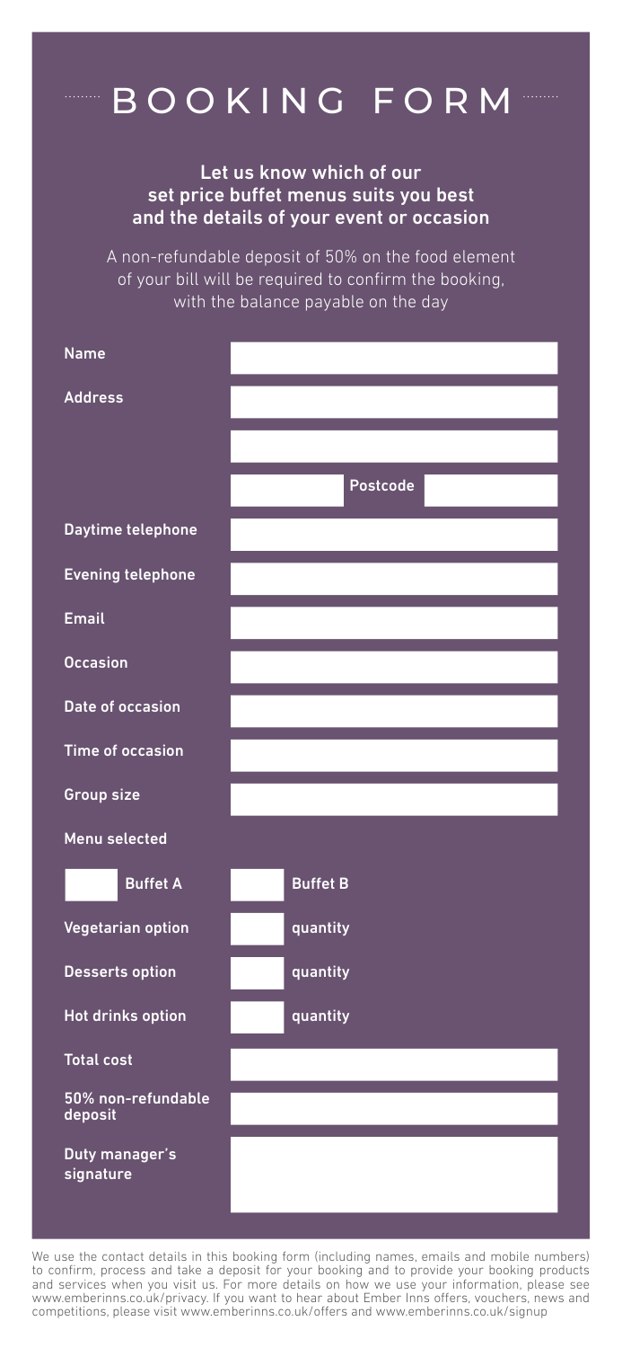# BOOKING FORM

**Let us know which of our set price buffet menus suits you best and the details of your event or occasion**

A non-refundable deposit of 50% on the food element of your bill will be required to confirm the booking, with the balance payable on the day

| | |
|---|---|
| **Name** | |
| **Address** | |
| | |
| | **Postcode** |
| **Daytime telephone** | |
| **Evening telephone** | |
| **Email** | |
| **Occasion** | |
| **Date of occasion** | |
| **Time of occasion** | |
| **Group size** | |
| **Menu selected** | |
| **Buffet A** | **Buffet B** |
| **Vegetarian option** | **quantity** |
| **Desserts option** | **quantity** |
| **Hot drinks option** | **quantity** |
| **Total cost** | |
| **50% non-refundable deposit** | |
| **Duty manager's signature** | |

We use the contact details in this booking form (including names, emails and mobile numbers) to confirm, process and take a deposit for your booking and to provide your booking products and services when you visit us. For more details on how we use your information, please see www.emberinns.co.uk/privacy. If you want to hear about Ember Inns offers, vouchers, news and competitions, please visit www.emberinns.co.uk/offers and www.emberinns.co.uk/signup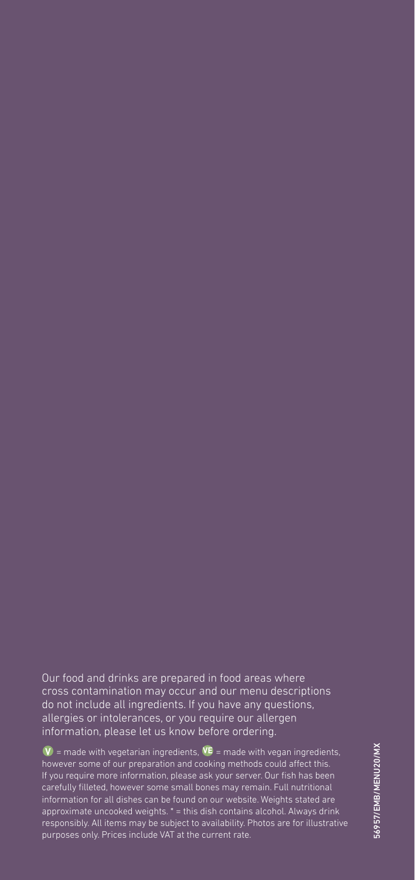Our food and drinks are prepared in food areas where cross contamination may occur and our menu descriptions do not include all ingredients. If you have any questions, allergies or intolerances, or you require our allergen information, please let us know before ordering.

V = made with vegetarian ingredients, VE = made with vegan ingredients, however some of our preparation and cooking methods could affect this. If you require more information, please ask your server. Our fish has been carefully filleted, however some small bones may remain. Full nutritional information for all dishes can be found on our website. Weights stated are approximate uncooked weights. * = this dish contains alcohol. Always drink responsibly. All items may be subject to availability. Photos are for illustrative purposes only. Prices include VAT at the current rate.

56957/EMB/MENU20/MX